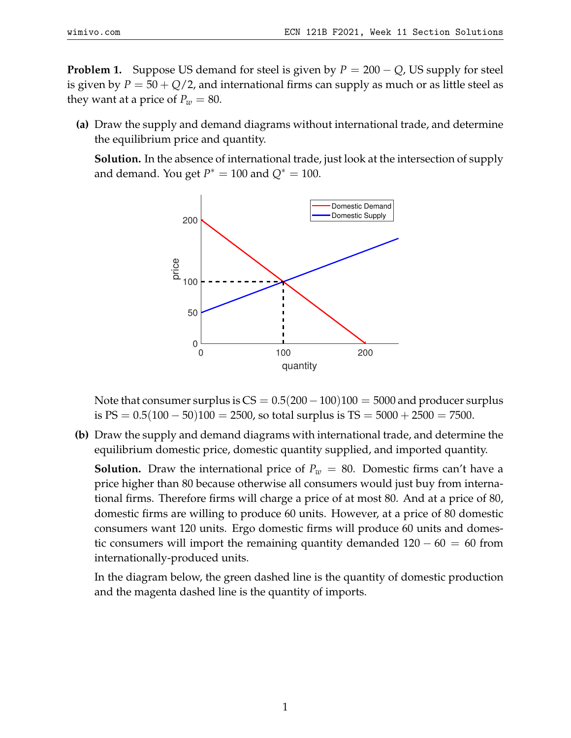**Problem 1.** Suppose US demand for steel is given by $P = 200 - Q$, US supply for steel is given by $P = 50 + Q/2$, and international firms can supply as much or as little steel as they want at a price of $P_w = 80$.

**(a)** Draw the supply and demand diagrams without international trade, and determine the equilibrium price and quantity.

**Solution.** In the absence of international trade, just look at the intersection of supply and demand. You get $P^* = 100$ and $Q^* = 100$.

Note that consumer surplus is $\text{CS} = 0.5(200 - 100)100 = 5000$ and producer surplus is $\text{PS} = 0.5(100 - 50)100 = 2500$, so total surplus is $\text{TS} = 5000 + 2500 = 7500$.

**(b)** Draw the supply and demand diagrams with international trade, and determine the equilibrium domestic price, domestic quantity supplied, and imported quantity.

**Solution.** Draw the international price of $P_w = 80$. Domestic firms can't have a price higher than 80 because otherwise all consumers would just buy from international firms. Therefore firms will charge a price of at most 80. And at a price of 80, domestic firms are willing to produce 60 units. However, at a price of 80 domestic consumers want 120 units. Ergo domestic firms will produce 60 units and domestic consumers will import the remaining quantity demanded $120 - 60 = 60$ from internationally-produced units.

In the diagram below, the green dashed line is the quantity of domestic production and the magenta dashed line is the quantity of imports.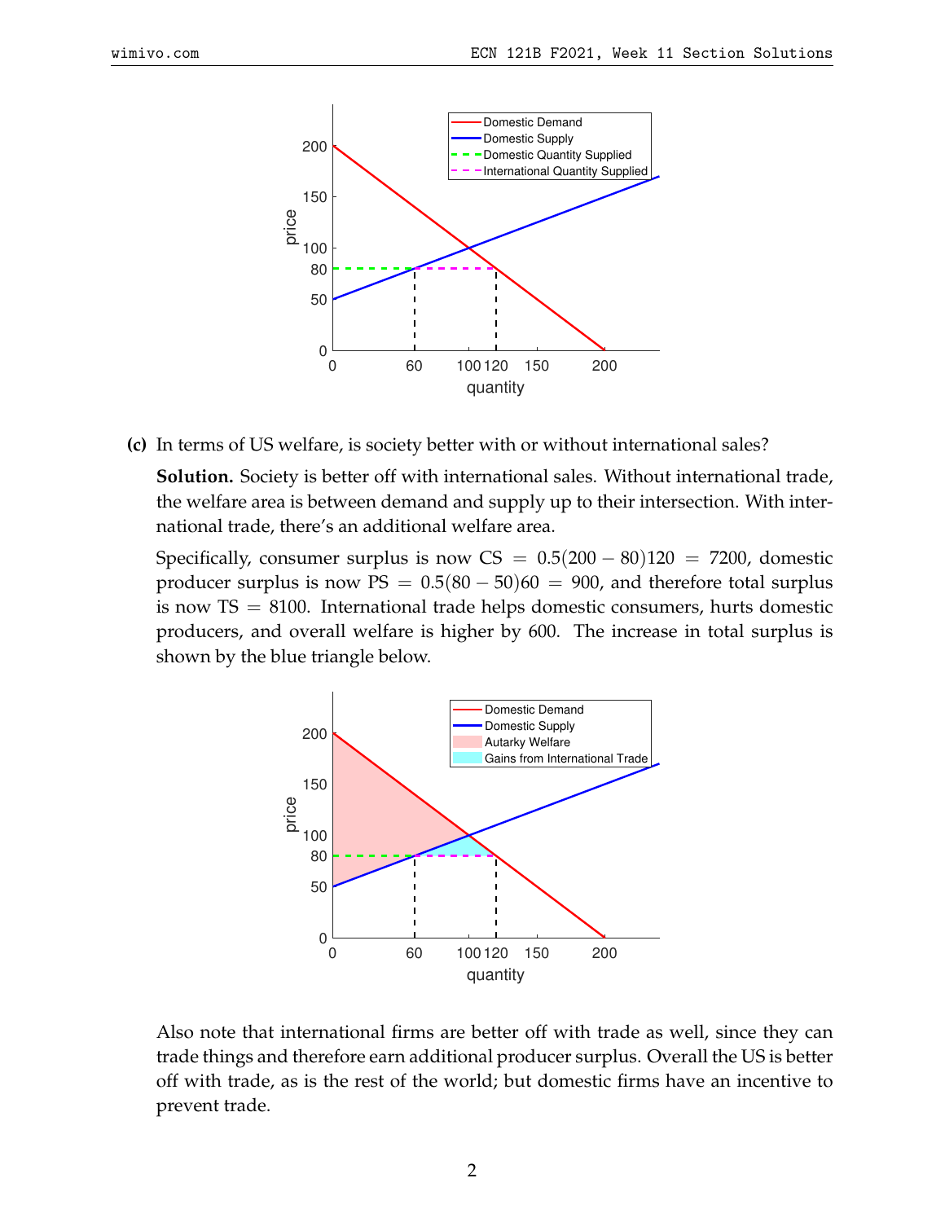**(c)** In terms of US welfare, is society better with or without international sales?

**Solution.** Society is better off with international sales. Without international trade, the welfare area is between demand and supply up to their intersection. With international trade, there's an additional welfare area.

Specifically, consumer surplus is now $\text{CS} = 0.5(200 - 80)120 = 7200$, domestic producer surplus is now $\text{PS} = 0.5(80 - 50)60 = 900$, and therefore total surplus is now $\text{TS} = 8100$. International trade helps domestic consumers, hurts domestic producers, and overall welfare is higher by 600. The increase in total surplus is shown by the blue triangle below.

Also note that international firms are better off with trade as well, since they can trade things and therefore earn additional producer surplus. Overall the US is better off with trade, as is the rest of the world; but domestic firms have an incentive to prevent trade.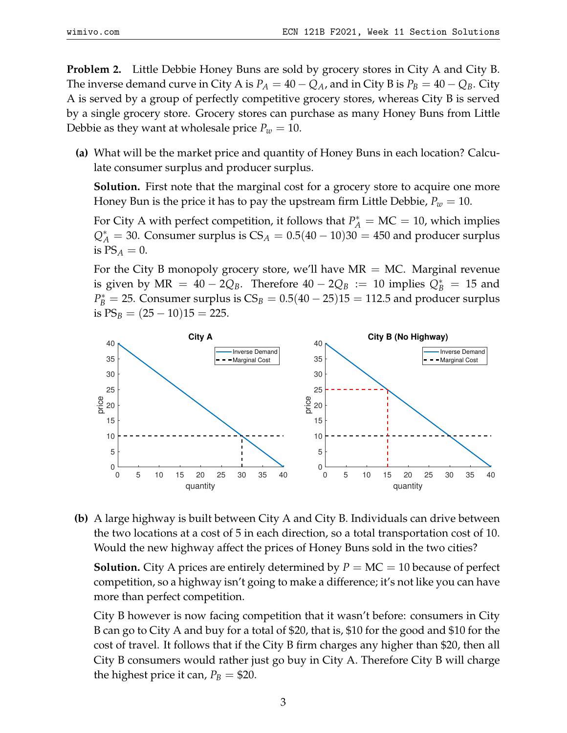**Problem 2.** Little Debbie Honey Buns are sold by grocery stores in City A and City B. The inverse demand curve in City A is $P_A = 40 - Q_A$, and in City B is $P_B = 40 - Q_B$. City A is served by a group of perfectly competitive grocery stores, whereas City B is served by a single grocery store. Grocery stores can purchase as many Honey Buns from Little Debbie as they want at wholesale price $P_w = 10$.

**(a)** What will be the market price and quantity of Honey Buns in each location? Calculate consumer surplus and producer surplus.

**Solution.** First note that the marginal cost for a grocery store to acquire one more Honey Bun is the price it has to pay the upstream firm Little Debbie, $P_w = 10$.

For City A with perfect competition, it follows that $P_A^* = \text{MC} = 10$, which implies $Q_A^* = 30$. Consumer surplus is $\text{CS}_A = 0.5(40 - 10)30 = 450$ and producer surplus is $\text{PS}_A = 0$.

For the City B monopoly grocery store, we'll have $\text{MR} = \text{MC}$. Marginal revenue is given by $\text{MR} = 40 - 2Q_B$. Therefore $40 - 2Q_B := 10$ implies $Q_B^* = 15$ and $P_B^* = 25$. Consumer surplus is $\text{CS}_B = 0.5(40 - 25)15 = 112.5$ and producer surplus is $\text{PS}_B = (25 - 10)15 = 225$.

**(b)** A large highway is built between City A and City B. Individuals can drive between the two locations at a cost of 5 in each direction, so a total transportation cost of 10. Would the new highway affect the prices of Honey Buns sold in the two cities?

**Solution.** City A prices are entirely determined by $P = \text{MC} = 10$ because of perfect competition, so a highway isn't going to make a difference; it's not like you can have more than perfect competition.

City B however is now facing competition that it wasn't before: consumers in City B can go to City A and buy for a total of \$20, that is, \$10 for the good and \$10 for the cost of travel. It follows that if the City B firm charges any higher than \$20, then all City B consumers would rather just go buy in City A. Therefore City B will charge the highest price it can, $P_B = \$20$.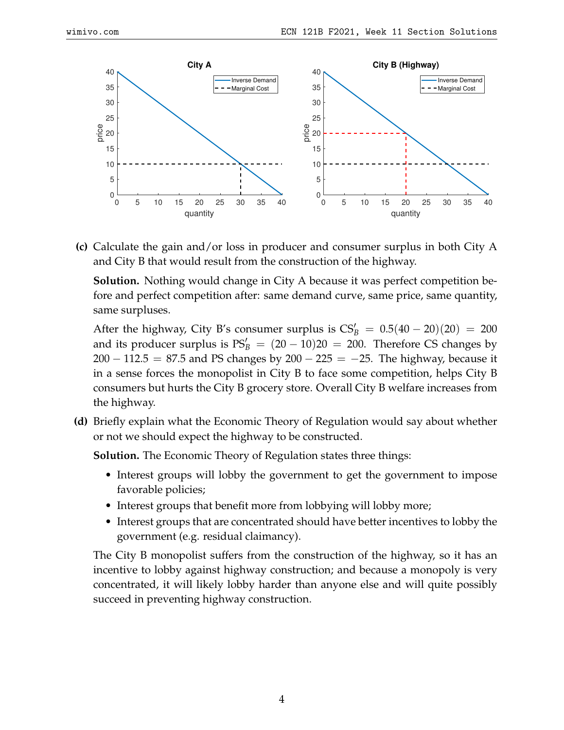**(c)** Calculate the gain and/or loss in producer and consumer surplus in both City A and City B that would result from the construction of the highway.

**Solution.** Nothing would change in City A because it was perfect competition before and perfect competition after: same demand curve, same price, same quantity, same surpluses.

After the highway, City B's consumer surplus is $\text{CS}'_B = 0.5(40 - 20)(20) = 200$ and its producer surplus is $\text{PS}'_B = (20 - 10)20 = 200$. Therefore CS changes by $200 - 112.5 = 87.5$ and PS changes by $200 - 225 = -25$. The highway, because it in a sense forces the monopolist in City B to face some competition, helps City B consumers but hurts the City B grocery store. Overall City B welfare increases from the highway.

**(d)** Briefly explain what the Economic Theory of Regulation would say about whether or not we should expect the highway to be constructed.

**Solution.** The Economic Theory of Regulation states three things:

- Interest groups will lobby the government to get the government to impose favorable policies;
- Interest groups that benefit more from lobbying will lobby more;
- Interest groups that are concentrated should have better incentives to lobby the government (e.g. residual claimancy).

The City B monopolist suffers from the construction of the highway, so it has an incentive to lobby against highway construction; and because a monopoly is very concentrated, it will likely lobby harder than anyone else and will quite possibly succeed in preventing highway construction.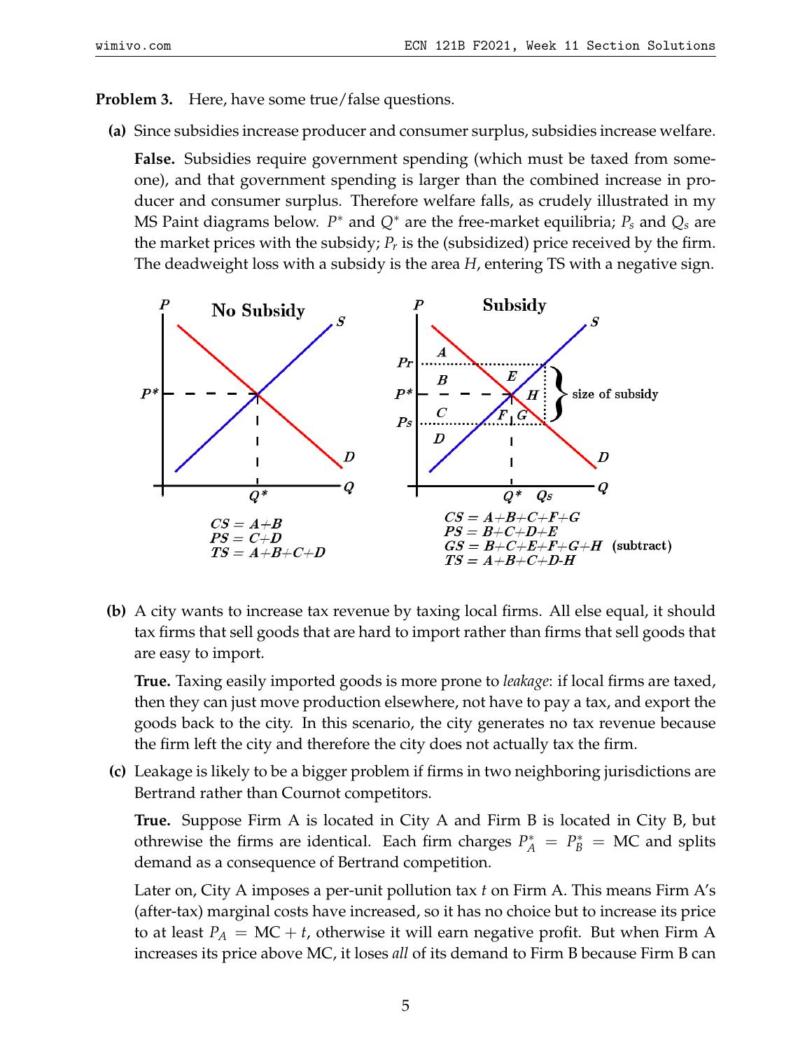**Problem 3.** Here, have some true/false questions.

**(a)** Since subsidies increase producer and consumer surplus, subsidies increase welfare.

**False.** Subsidies require government spending (which must be taxed from someone), and that government spending is larger than the combined increase in producer and consumer surplus. Therefore welfare falls, as crudely illustrated in my MS Paint diagrams below. $P^*$ and $Q^*$ are the free-market equilibria; $P_s$ and $Q_s$ are the market prices with the subsidy; $P_r$ is the (subsidized) price received by the firm. The deadweight loss with a subsidy is the area $H$, entering TS with a negative sign.

**No Subsidy**

$CS = A+B$
$PS = C+D$
$TS = A+B+C+D$

**Subsidy**

$CS = A+B+C+F+G$
$PS = B+C+D+E$
$GS = B+C+E+F+G+H$ (subtract)
$TS = A+B+C+D-H$

**(b)** A city wants to increase tax revenue by taxing local firms. All else equal, it should tax firms that sell goods that are hard to import rather than firms that sell goods that are easy to import.

**True.** Taxing easily imported goods is more prone to *leakage*: if local firms are taxed, then they can just move production elsewhere, not have to pay a tax, and export the goods back to the city. In this scenario, the city generates no tax revenue because the firm left the city and therefore the city does not actually tax the firm.

**(c)** Leakage is likely to be a bigger problem if firms in two neighboring jurisdictions are Bertrand rather than Cournot competitors.

**True.** Suppose Firm A is located in City A and Firm B is located in City B, but othrewise the firms are identical. Each firm charges $P_A^* = P_B^* = \text{MC}$ and splits demand as a consequence of Bertrand competition.

Later on, City A imposes a per-unit pollution tax $t$ on Firm A. This means Firm A's (after-tax) marginal costs have increased, so it has no choice but to increase its price to at least $P_A = \text{MC} + t$, otherwise it will earn negative profit. But when Firm A increases its price above MC, it loses *all* of its demand to Firm B because Firm B can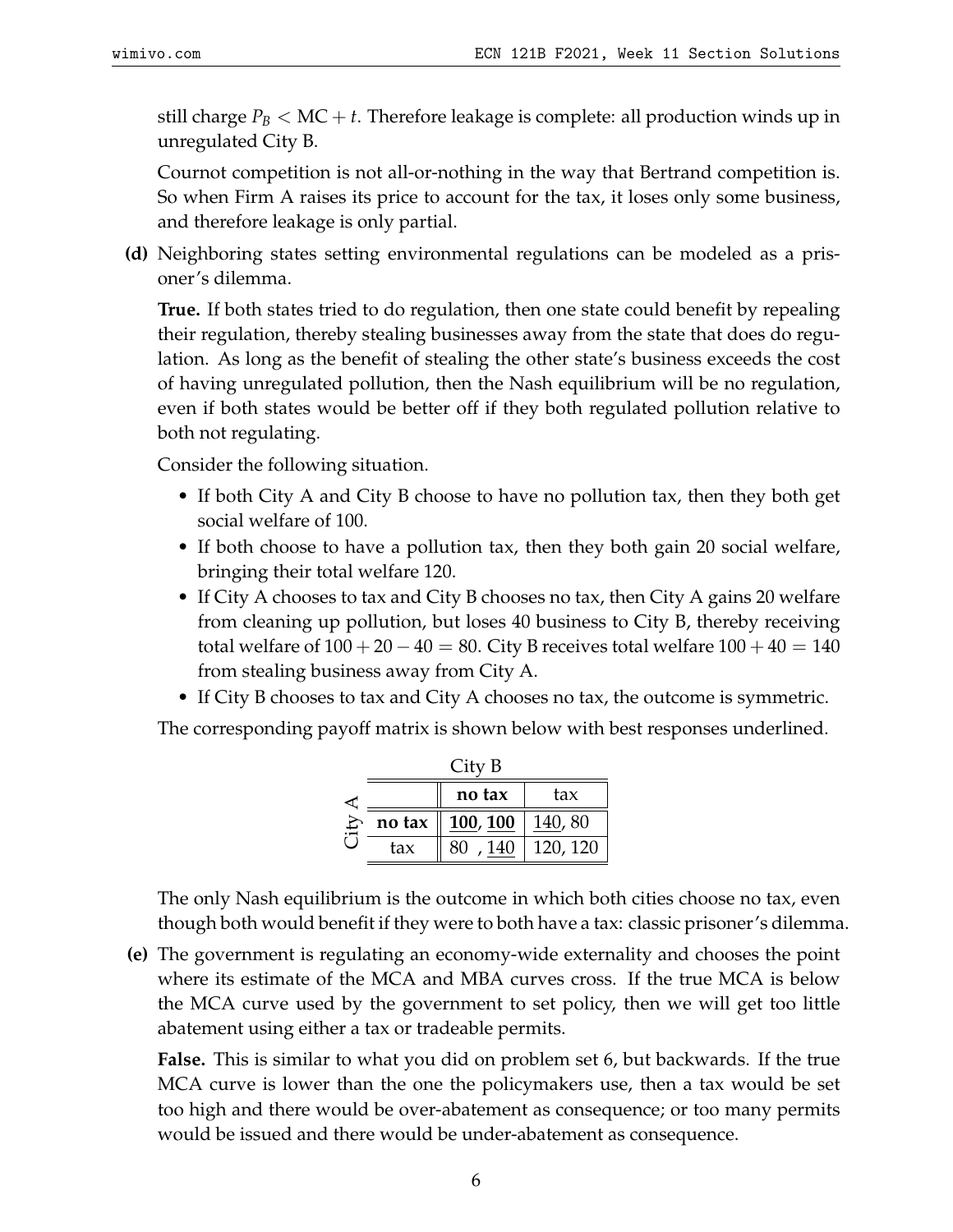still charge $P_B < \text{MC} + t$. Therefore leakage is complete: all production winds up in unregulated City B.

Cournot competition is not all-or-nothing in the way that Bertrand competition is. So when Firm A raises its price to account for the tax, it loses only some business, and therefore leakage is only partial.

**(d)** Neighboring states setting environmental regulations can be modeled as a prisoner's dilemma.

**True.** If both states tried to do regulation, then one state could benefit by repealing their regulation, thereby stealing businesses away from the state that does do regulation. As long as the benefit of stealing the other state's business exceeds the cost of having unregulated pollution, then the Nash equilibrium will be no regulation, even if both states would be better off if they both regulated pollution relative to both not regulating.

Consider the following situation.

- If both City A and City B choose to have no pollution tax, then they both get social welfare of 100.
- If both choose to have a pollution tax, then they both gain 20 social welfare, bringing their total welfare 120.
- If City A chooses to tax and City B chooses no tax, then City A gains 20 welfare from cleaning up pollution, but loses 40 business to City B, thereby receiving total welfare of $100 + 20 - 40 = 80$. City B receives total welfare $100 + 40 = 140$ from stealing business away from City A.
- If City B chooses to tax and City A chooses no tax, the outcome is symmetric.

The corresponding payoff matrix is shown below with best responses underlined.

| City A \ City B | **no tax** | tax |
|---|---|---|
| **no tax** | <u>**100**</u>, <u>**100**</u> | <u>140</u>, 80 |
| tax | 80 , <u>140</u> | 120, 120 |

The only Nash equilibrium is the outcome in which both cities choose no tax, even though both would benefit if they were to both have a tax: classic prisoner's dilemma.

**(e)** The government is regulating an economy-wide externality and chooses the point where its estimate of the MCA and MBA curves cross. If the true MCA is below the MCA curve used by the government to set policy, then we will get too little abatement using either a tax or tradeable permits.

**False.** This is similar to what you did on problem set 6, but backwards. If the true MCA curve is lower than the one the policymakers use, then a tax would be set too high and there would be over-abatement as consequence; or too many permits would be issued and there would be under-abatement as consequence.